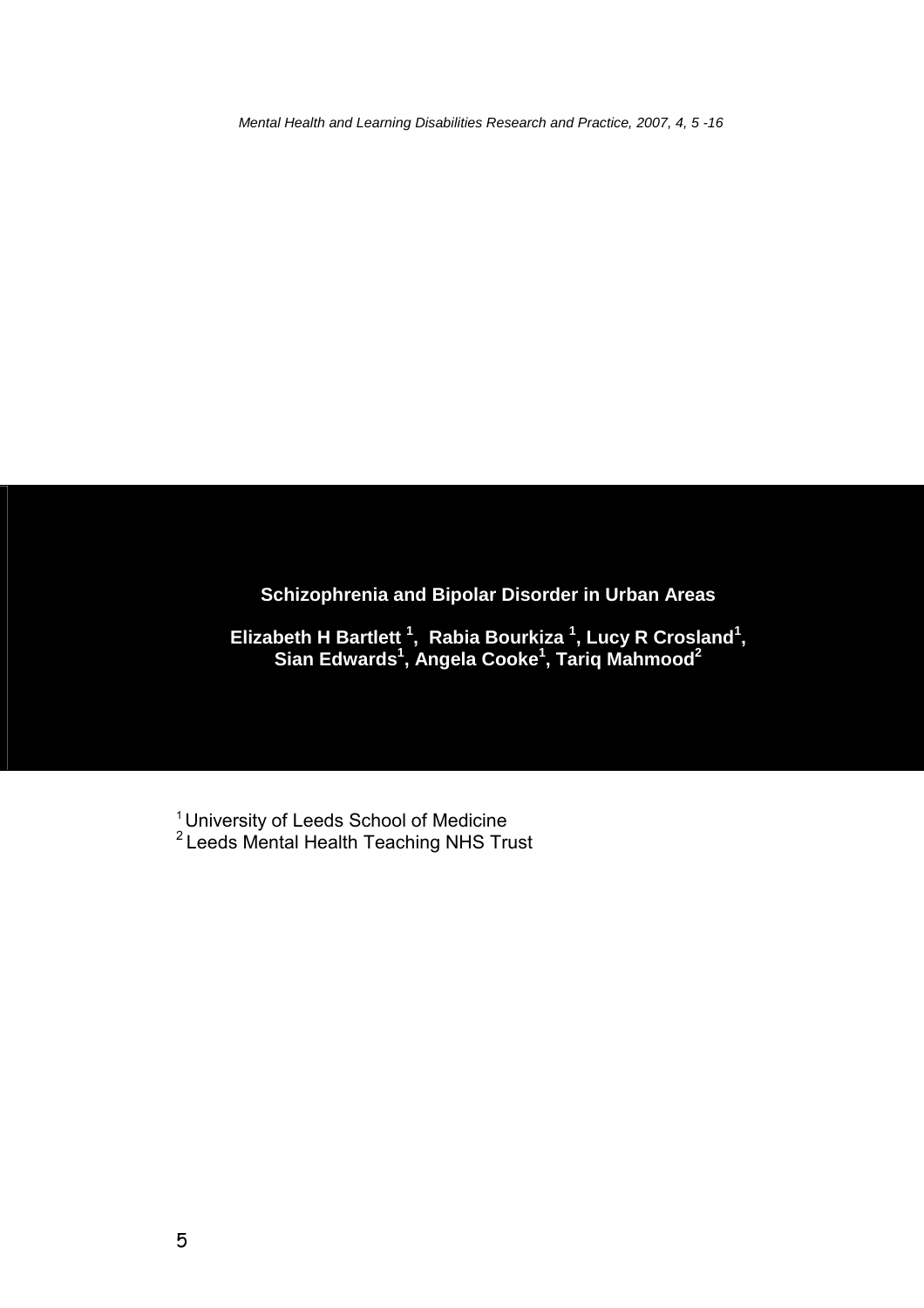# Schizophrenia and Bipolar Disorder in Urban Areas

**Elizabeth H Bartlett [1], Rabia Bourkiza [1], Lucy R Crosland[1], Sian Edwards[1], Angela Cooke[1], Tariq Mahmood[2]**

[1] University of Leeds School of Medicine
[2] Leeds Mental Health Teaching NHS Trust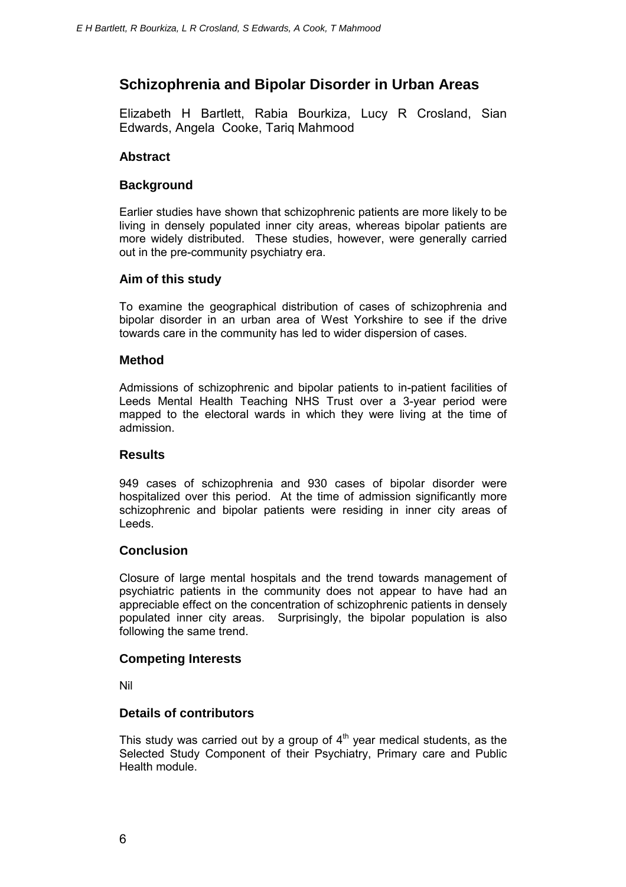# Schizophrenia and Bipolar Disorder in Urban Areas

Elizabeth H Bartlett, Rabia Bourkiza, Lucy R Crosland, Sian Edwards, Angela Cooke, Tariq Mahmood

## Abstract

### Background

Earlier studies have shown that schizophrenic patients are more likely to be living in densely populated inner city areas, whereas bipolar patients are more widely distributed. These studies, however, were generally carried out in the pre-community psychiatry era.

### Aim of this study

To examine the geographical distribution of cases of schizophrenia and bipolar disorder in an urban area of West Yorkshire to see if the drive towards care in the community has led to wider dispersion of cases.

### Method

Admissions of schizophrenic and bipolar patients to in-patient facilities of Leeds Mental Health Teaching NHS Trust over a 3-year period were mapped to the electoral wards in which they were living at the time of admission.

### Results

949 cases of schizophrenia and 930 cases of bipolar disorder were hospitalized over this period. At the time of admission significantly more schizophrenic and bipolar patients were residing in inner city areas of Leeds.

### Conclusion

Closure of large mental hospitals and the trend towards management of psychiatric patients in the community does not appear to have had an appreciable effect on the concentration of schizophrenic patients in densely populated inner city areas. Surprisingly, the bipolar population is also following the same trend.

### Competing Interests

Nil

### Details of contributors

This study was carried out by a group of $4^{th}$ year medical students, as the Selected Study Component of their Psychiatry, Primary care and Public Health module.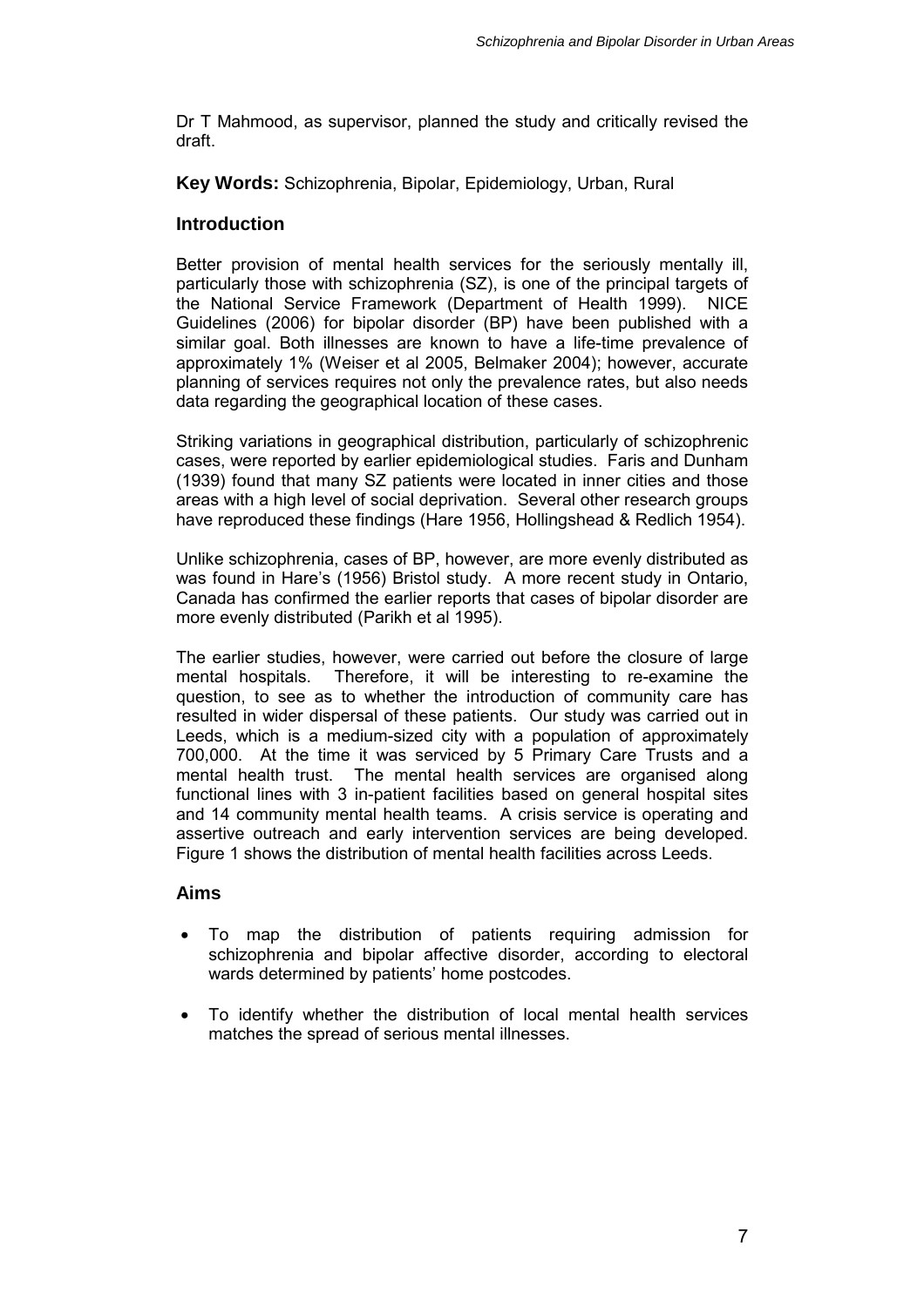Dr T Mahmood, as supervisor, planned the study and critically revised the draft.

**Key Words:** Schizophrenia, Bipolar, Epidemiology, Urban, Rural

## Introduction

Better provision of mental health services for the seriously mentally ill, particularly those with schizophrenia (SZ), is one of the principal targets of the National Service Framework (Department of Health 1999). NICE Guidelines (2006) for bipolar disorder (BP) have been published with a similar goal. Both illnesses are known to have a life-time prevalence of approximately 1% (Weiser et al 2005, Belmaker 2004); however, accurate planning of services requires not only the prevalence rates, but also needs data regarding the geographical location of these cases.

Striking variations in geographical distribution, particularly of schizophrenic cases, were reported by earlier epidemiological studies. Faris and Dunham (1939) found that many SZ patients were located in inner cities and those areas with a high level of social deprivation. Several other research groups have reproduced these findings (Hare 1956, Hollingshead & Redlich 1954).

Unlike schizophrenia, cases of BP, however, are more evenly distributed as was found in Hare's (1956) Bristol study. A more recent study in Ontario, Canada has confirmed the earlier reports that cases of bipolar disorder are more evenly distributed (Parikh et al 1995).

The earlier studies, however, were carried out before the closure of large mental hospitals. Therefore, it will be interesting to re-examine the question, to see as to whether the introduction of community care has resulted in wider dispersal of these patients. Our study was carried out in Leeds, which is a medium-sized city with a population of approximately 700,000. At the time it was serviced by 5 Primary Care Trusts and a mental health trust. The mental health services are organised along functional lines with 3 in-patient facilities based on general hospital sites and 14 community mental health teams. A crisis service is operating and assertive outreach and early intervention services are being developed. Figure 1 shows the distribution of mental health facilities across Leeds.

## Aims

- To map the distribution of patients requiring admission for schizophrenia and bipolar affective disorder, according to electoral wards determined by patients' home postcodes.
- To identify whether the distribution of local mental health services matches the spread of serious mental illnesses.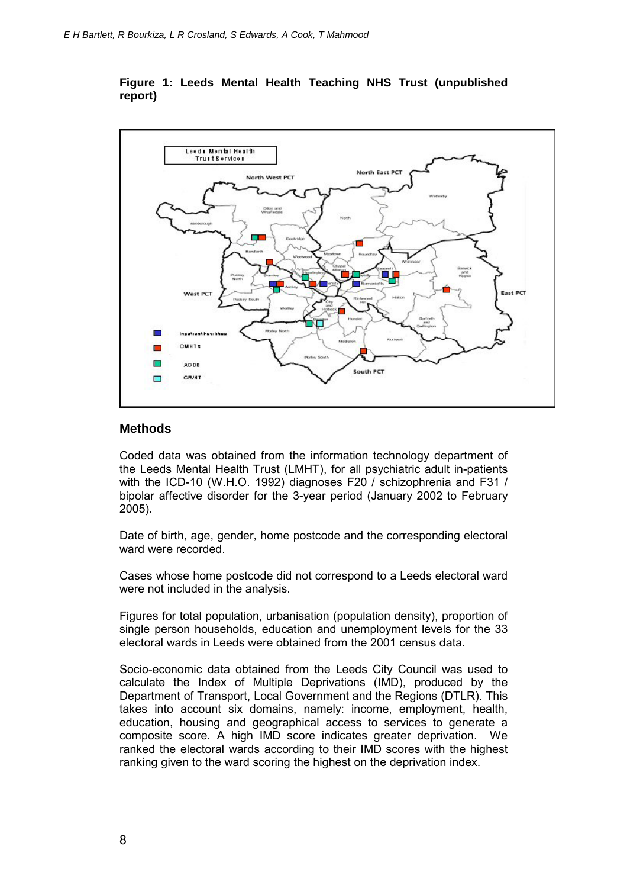**Figure 1: Leeds Mental Health Teaching NHS Trust (unpublished report)**

## Methods

Coded data was obtained from the information technology department of the Leeds Mental Health Trust (LMHT), for all psychiatric adult in-patients with the ICD-10 (W.H.O. 1992) diagnoses F20 / schizophrenia and F31 / bipolar affective disorder for the 3-year period (January 2002 to February 2005).

Date of birth, age, gender, home postcode and the corresponding electoral ward were recorded.

Cases whose home postcode did not correspond to a Leeds electoral ward were not included in the analysis.

Figures for total population, urbanisation (population density), proportion of single person households, education and unemployment levels for the 33 electoral wards in Leeds were obtained from the 2001 census data.

Socio-economic data obtained from the Leeds City Council was used to calculate the Index of Multiple Deprivations (IMD), produced by the Department of Transport, Local Government and the Regions (DTLR). This takes into account six domains, namely: income, employment, health, education, housing and geographical access to services to generate a composite score. A high IMD score indicates greater deprivation. We ranked the electoral wards according to their IMD scores with the highest ranking given to the ward scoring the highest on the deprivation index.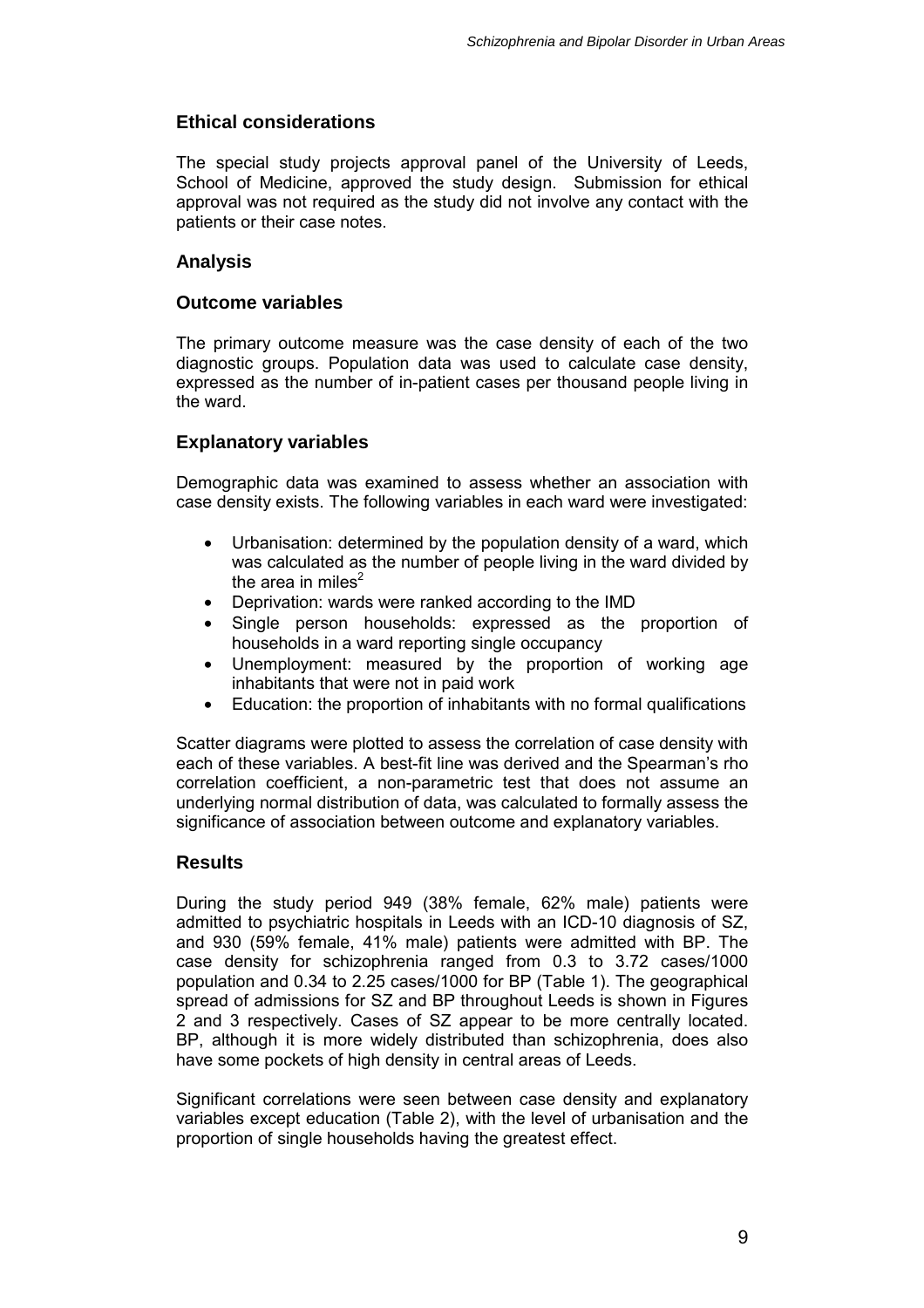## Ethical considerations

The special study projects approval panel of the University of Leeds, School of Medicine, approved the study design. Submission for ethical approval was not required as the study did not involve any contact with the patients or their case notes.

## Analysis

### Outcome variables

The primary outcome measure was the case density of each of the two diagnostic groups. Population data was used to calculate case density, expressed as the number of in-patient cases per thousand people living in the ward.

### Explanatory variables

Demographic data was examined to assess whether an association with case density exists. The following variables in each ward were investigated:

- Urbanisation: determined by the population density of a ward, which was calculated as the number of people living in the ward divided by the area in miles$^2$
- Deprivation: wards were ranked according to the IMD
- Single person households: expressed as the proportion of households in a ward reporting single occupancy
- Unemployment: measured by the proportion of working age inhabitants that were not in paid work
- Education: the proportion of inhabitants with no formal qualifications

Scatter diagrams were plotted to assess the correlation of case density with each of these variables. A best-fit line was derived and the Spearman's rho correlation coefficient, a non-parametric test that does not assume an underlying normal distribution of data, was calculated to formally assess the significance of association between outcome and explanatory variables.

## Results

During the study period 949 (38% female, 62% male) patients were admitted to psychiatric hospitals in Leeds with an ICD-10 diagnosis of SZ, and 930 (59% female, 41% male) patients were admitted with BP. The case density for schizophrenia ranged from 0.3 to 3.72 cases/1000 population and 0.34 to 2.25 cases/1000 for BP (Table 1). The geographical spread of admissions for SZ and BP throughout Leeds is shown in Figures 2 and 3 respectively. Cases of SZ appear to be more centrally located. BP, although it is more widely distributed than schizophrenia, does also have some pockets of high density in central areas of Leeds.

Significant correlations were seen between case density and explanatory variables except education (Table 2), with the level of urbanisation and the proportion of single households having the greatest effect.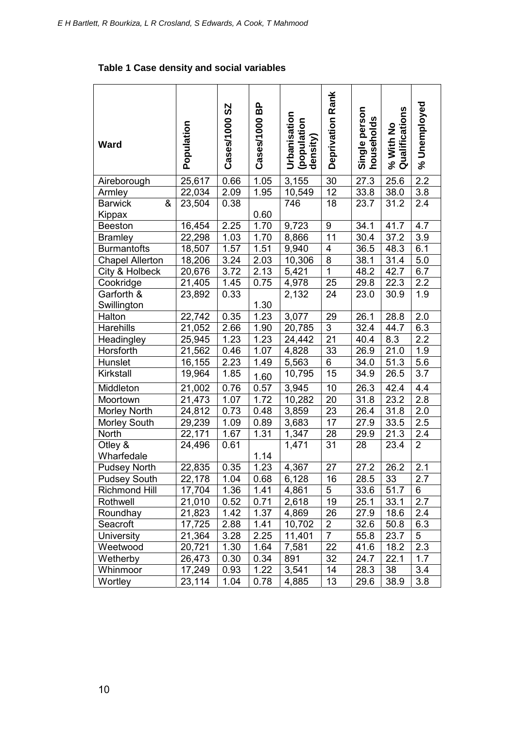**Table 1 Case density and social variables**

| Ward | Population | Cases/1000 SZ | Cases/1000 BP | Urbanisation (population density) | Deprivation Rank | Single person households | % With No Qualifications | % Unemployed |
|---|---|---|---|---|---|---|---|---|
| Aireborough | 25,617 | 0.66 | 1.05 | 3,155 | 30 | 27.3 | 25.6 | 2.2 |
| Armley | 22,034 | 2.09 | 1.95 | 10,549 | 12 | 33.8 | 38.0 | 3.8 |
| Barwick & Kippax | 23,504 | 0.38 | 0.60 | 746 | 18 | 23.7 | 31.2 | 2.4 |
| Beeston | 16,454 | 2.25 | 1.70 | 9,723 | 9 | 34.1 | 41.7 | 4.7 |
| Bramley | 22,298 | 1.03 | 1.70 | 8,866 | 11 | 30.4 | 37.2 | 3.9 |
| Burmantofts | 18,507 | 1.57 | 1.51 | 9,940 | 4 | 36.5 | 48.3 | 6.1 |
| Chapel Allerton | 18,206 | 3.24 | 2.03 | 10,306 | 8 | 38.1 | 31.4 | 5.0 |
| City & Holbeck | 20,676 | 3.72 | 2.13 | 5,421 | 1 | 48.2 | 42.7 | 6.7 |
| Cookridge | 21,405 | 1.45 | 0.75 | 4,978 | 25 | 29.8 | 22.3 | 2.2 |
| Garforth & Swillington | 23,892 | 0.33 | 1.30 | 2,132 | 24 | 23.0 | 30.9 | 1.9 |
| Halton | 22,742 | 0.35 | 1.23 | 3,077 | 29 | 26.1 | 28.8 | 2.0 |
| Harehills | 21,052 | 2.66 | 1.90 | 20,785 | 3 | 32.4 | 44.7 | 6.3 |
| Headingley | 25,945 | 1.23 | 1.23 | 24,442 | 21 | 40.4 | 8.3 | 2.2 |
| Horsforth | 21,562 | 0.46 | 1.07 | 4,828 | 33 | 26.9 | 21.0 | 1.9 |
| Hunslet | 16,155 | 2.23 | 1.49 | 5,563 | 6 | 34.0 | 51.3 | 5.6 |
| Kirkstall | 19,964 | 1.85 | 1.60 | 10,795 | 15 | 34.9 | 26.5 | 3.7 |
| Middleton | 21,002 | 0.76 | 0.57 | 3,945 | 10 | 26.3 | 42.4 | 4.4 |
| Moortown | 21,473 | 1.07 | 1.72 | 10,282 | 20 | 31.8 | 23.2 | 2.8 |
| Morley North | 24,812 | 0.73 | 0.48 | 3,859 | 23 | 26.4 | 31.8 | 2.0 |
| Morley South | 29,239 | 1.09 | 0.89 | 3,683 | 17 | 27.9 | 33.5 | 2.5 |
| North | 22,171 | 1.67 | 1.31 | 1,347 | 28 | 29.9 | 21.3 | 2.4 |
| Otley & Wharfedale | 24,496 | 0.61 | 1.14 | 1,471 | 31 | 28 | 23.4 | 2 |
| Pudsey North | 22,835 | 0.35 | 1.23 | 4,367 | 27 | 27.2 | 26.2 | 2.1 |
| Pudsey South | 22,178 | 1.04 | 0.68 | 6,128 | 16 | 28.5 | 33 | 2.7 |
| Richmond Hill | 17,704 | 1.36 | 1.41 | 4,861 | 5 | 33.6 | 51.7 | 6 |
| Rothwell | 21,010 | 0.52 | 0.71 | 2,618 | 19 | 25.1 | 33.1 | 2.7 |
| Roundhay | 21,823 | 1.42 | 1.37 | 4,869 | 26 | 27.9 | 18.6 | 2.4 |
| Seacroft | 17,725 | 2.88 | 1.41 | 10,702 | 2 | 32.6 | 50.8 | 6.3 |
| University | 21,364 | 3.28 | 2.25 | 11,401 | 7 | 55.8 | 23.7 | 5 |
| Weetwood | 20,721 | 1.30 | 1.64 | 7,581 | 22 | 41.6 | 18.2 | 2.3 |
| Wetherby | 26,473 | 0.30 | 0.34 | 891 | 32 | 24.7 | 22.1 | 1.7 |
| Whinmoor | 17,249 | 0.93 | 1.22 | 3,541 | 14 | 28.3 | 38 | 3.4 |
| Wortley | 23,114 | 1.04 | 0.78 | 4,885 | 13 | 29.6 | 38.9 | 3.8 |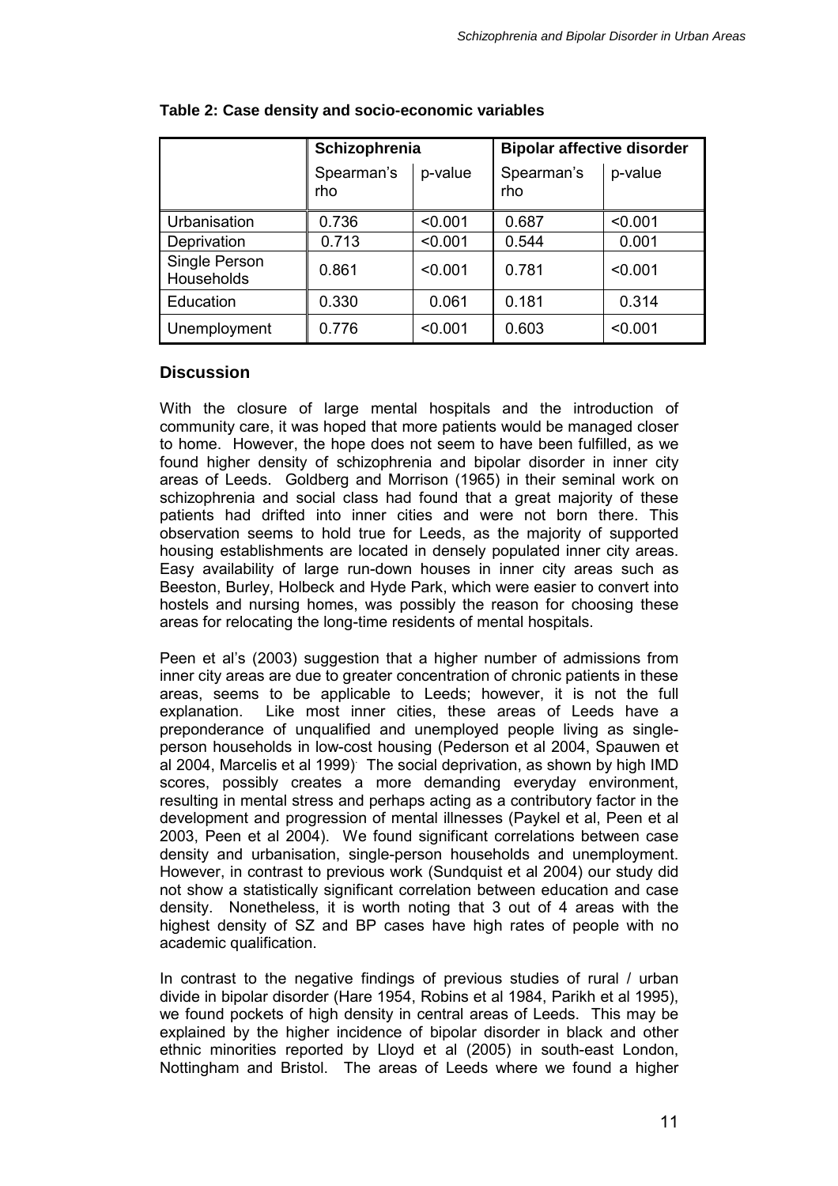**Table 2: Case density and socio-economic variables**

| | Schizophrenia | | Bipolar affective disorder | |
|---|---|---|---|---|
| | Spearman's rho | p-value | Spearman's rho | p-value |
| Urbanisation | 0.736 | <0.001 | 0.687 | <0.001 |
| Deprivation | 0.713 | <0.001 | 0.544 | 0.001 |
| Single Person Households | 0.861 | <0.001 | 0.781 | <0.001 |
| Education | 0.330 | 0.061 | 0.181 | 0.314 |
| Unemployment | 0.776 | <0.001 | 0.603 | <0.001 |

## Discussion

With the closure of large mental hospitals and the introduction of community care, it was hoped that more patients would be managed closer to home. However, the hope does not seem to have been fulfilled, as we found higher density of schizophrenia and bipolar disorder in inner city areas of Leeds. Goldberg and Morrison (1965) in their seminal work on schizophrenia and social class had found that a great majority of these patients had drifted into inner cities and were not born there. This observation seems to hold true for Leeds, as the majority of supported housing establishments are located in densely populated inner city areas. Easy availability of large run-down houses in inner city areas such as Beeston, Burley, Holbeck and Hyde Park, which were easier to convert into hostels and nursing homes, was possibly the reason for choosing these areas for relocating the long-time residents of mental hospitals.

Peen et al's (2003) suggestion that a higher number of admissions from inner city areas are due to greater concentration of chronic patients in these areas, seems to be applicable to Leeds; however, it is not the full explanation. Like most inner cities, these areas of Leeds have a preponderance of unqualified and unemployed people living as single-person households in low-cost housing (Pederson et al 2004, Spauwen et al 2004, Marcelis et al 1999). The social deprivation, as shown by high IMD scores, possibly creates a more demanding everyday environment, resulting in mental stress and perhaps acting as a contributory factor in the development and progression of mental illnesses (Paykel et al, Peen et al 2003, Peen et al 2004). We found significant correlations between case density and urbanisation, single-person households and unemployment. However, in contrast to previous work (Sundquist et al 2004) our study did not show a statistically significant correlation between education and case density. Nonetheless, it is worth noting that 3 out of 4 areas with the highest density of SZ and BP cases have high rates of people with no academic qualification.

In contrast to the negative findings of previous studies of rural / urban divide in bipolar disorder (Hare 1954, Robins et al 1984, Parikh et al 1995), we found pockets of high density in central areas of Leeds. This may be explained by the higher incidence of bipolar disorder in black and other ethnic minorities reported by Lloyd et al (2005) in south-east London, Nottingham and Bristol. The areas of Leeds where we found a higher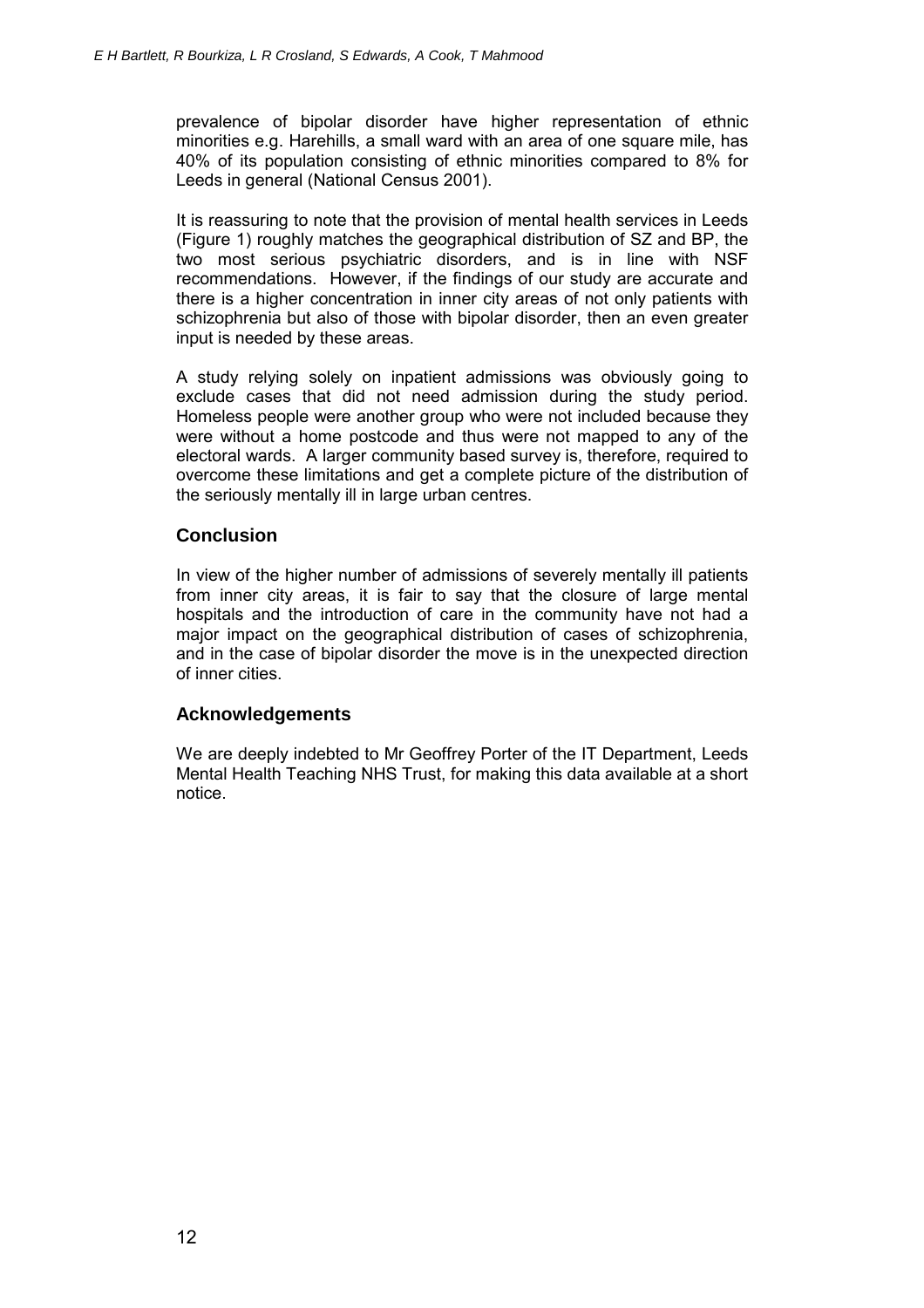prevalence of bipolar disorder have higher representation of ethnic minorities e.g. Harehills, a small ward with an area of one square mile, has 40% of its population consisting of ethnic minorities compared to 8% for Leeds in general (National Census 2001).

It is reassuring to note that the provision of mental health services in Leeds (Figure 1) roughly matches the geographical distribution of SZ and BP, the two most serious psychiatric disorders, and is in line with NSF recommendations. However, if the findings of our study are accurate and there is a higher concentration in inner city areas of not only patients with schizophrenia but also of those with bipolar disorder, then an even greater input is needed by these areas.

A study relying solely on inpatient admissions was obviously going to exclude cases that did not need admission during the study period. Homeless people were another group who were not included because they were without a home postcode and thus were not mapped to any of the electoral wards. A larger community based survey is, therefore, required to overcome these limitations and get a complete picture of the distribution of the seriously mentally ill in large urban centres.

## Conclusion

In view of the higher number of admissions of severely mentally ill patients from inner city areas, it is fair to say that the closure of large mental hospitals and the introduction of care in the community have not had a major impact on the geographical distribution of cases of schizophrenia, and in the case of bipolar disorder the move is in the unexpected direction of inner cities.

## Acknowledgements

We are deeply indebted to Mr Geoffrey Porter of the IT Department, Leeds Mental Health Teaching NHS Trust, for making this data available at a short notice.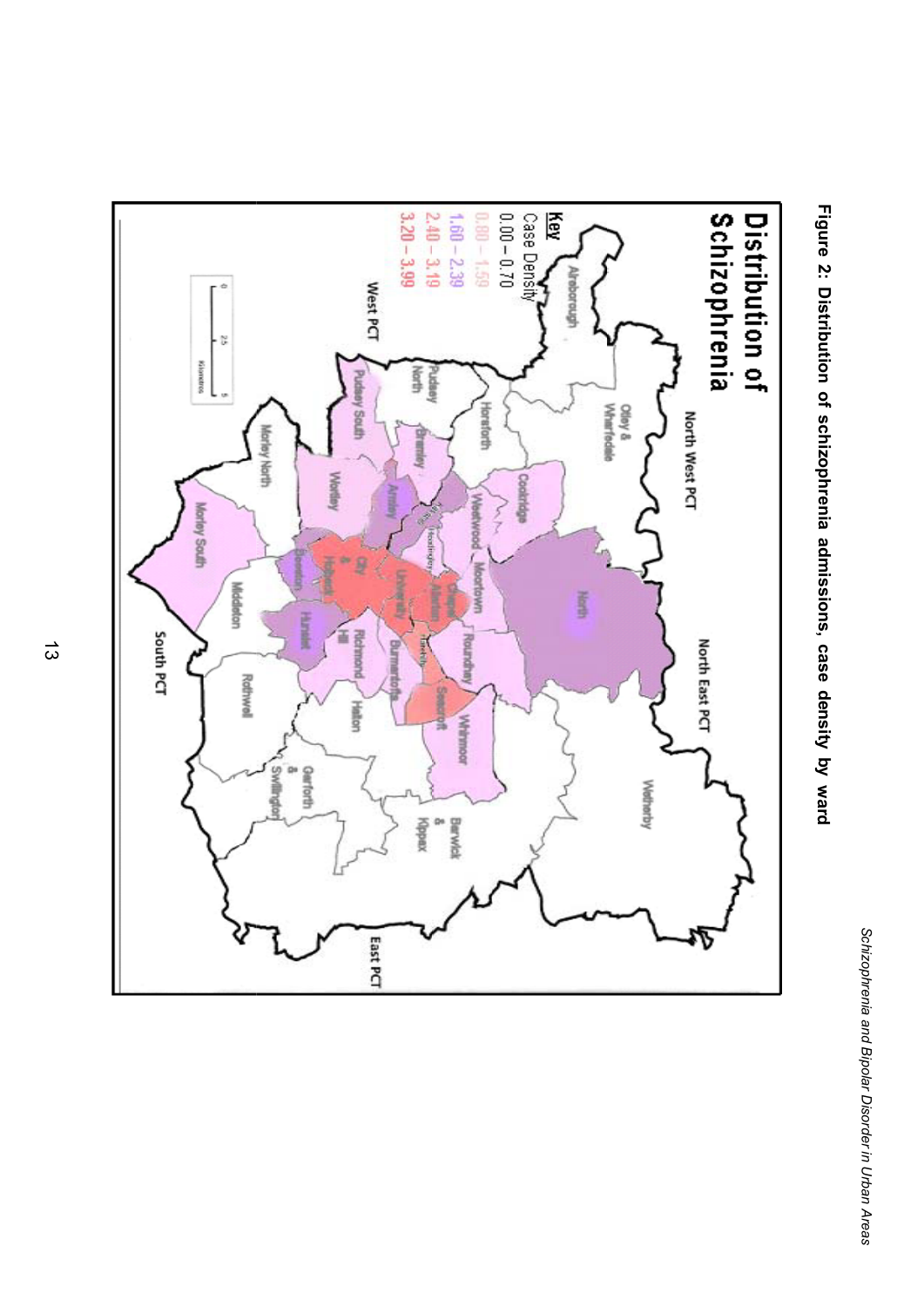**Figure 2: Distribution of schizophrenia admissions, case density by ward**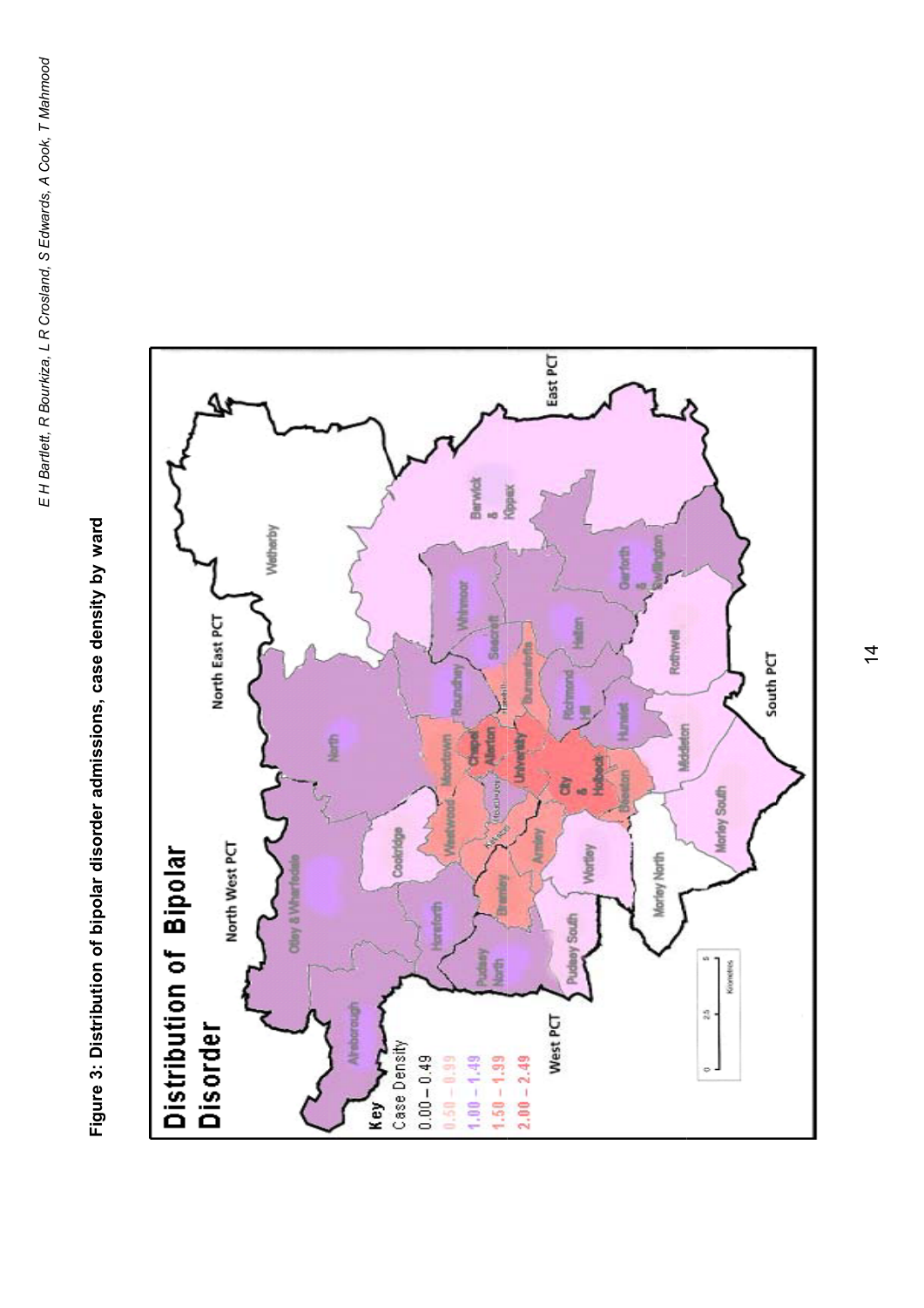**Figure 3: Distribution of bipolar disorder admissions, case density by ward**

# Distribution of Bipolar Disorder

**Key**

Case Density

0.00 – 0.49

0.50 – 0.99

1.00 – 1.49

1.50 – 1.99

2.00 – 2.49

North West PCT

North East PCT

East PCT

South PCT

West PCT

Aireborough

Otley & Wharfedale

North

Wetherby

Horsforth

Cookridge

Weetwood

Moortown

Roundhay

Whinmoor

Barwick & Kippax

Pudsey North

Bramley

Chapel Allerton

Seacroft

Garforth & Swillington

Pudsey South

Armley

University

Burmantofts

Halton

Wortley

City & Holbeck

Richmond Hill

Rothwell

Beeston

Hunslet

Morley North

Middleton

Morley South

0 2.5 5

Kilometres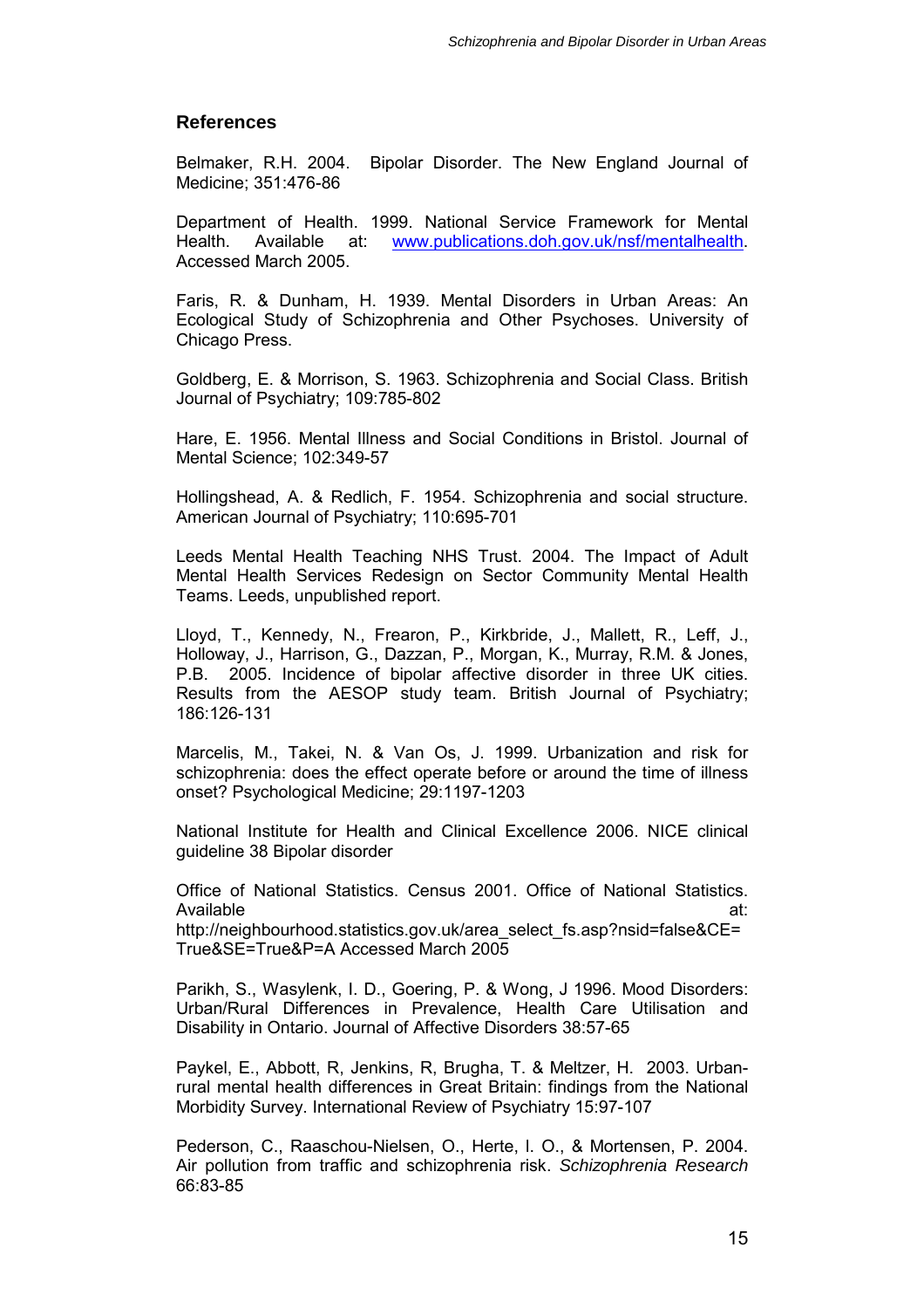## References

Belmaker, R.H. 2004. Bipolar Disorder. The New England Journal of Medicine; 351:476-86

Department of Health. 1999. National Service Framework for Mental Health. Available at: www.publications.doh.gov.uk/nsf/mentalhealth. Accessed March 2005.

Faris, R. & Dunham, H. 1939. Mental Disorders in Urban Areas: An Ecological Study of Schizophrenia and Other Psychoses. University of Chicago Press.

Goldberg, E. & Morrison, S. 1963. Schizophrenia and Social Class. British Journal of Psychiatry; 109:785-802

Hare, E. 1956. Mental Illness and Social Conditions in Bristol. Journal of Mental Science; 102:349-57

Hollingshead, A. & Redlich, F. 1954. Schizophrenia and social structure. American Journal of Psychiatry; 110:695-701

Leeds Mental Health Teaching NHS Trust. 2004. The Impact of Adult Mental Health Services Redesign on Sector Community Mental Health Teams. Leeds, unpublished report.

Lloyd, T., Kennedy, N., Frearon, P., Kirkbride, J., Mallett, R., Leff, J., Holloway, J., Harrison, G., Dazzan, P., Morgan, K., Murray, R.M. & Jones, P.B. 2005. Incidence of bipolar affective disorder in three UK cities. Results from the AESOP study team. British Journal of Psychiatry; 186:126-131

Marcelis, M., Takei, N. & Van Os, J. 1999. Urbanization and risk for schizophrenia: does the effect operate before or around the time of illness onset? Psychological Medicine; 29:1197-1203

National Institute for Health and Clinical Excellence 2006. NICE clinical guideline 38 Bipolar disorder

Office of National Statistics. Census 2001. Office of National Statistics. Available at: http://neighbourhood.statistics.gov.uk/area_select_fs.asp?nsid=false&CE=True&SE=True&P=A Accessed March 2005

Parikh, S., Wasylenk, I. D., Goering, P. & Wong, J 1996. Mood Disorders: Urban/Rural Differences in Prevalence, Health Care Utilisation and Disability in Ontario. Journal of Affective Disorders 38:57-65

Paykel, E., Abbott, R, Jenkins, R, Brugha, T. & Meltzer, H. 2003. Urban-rural mental health differences in Great Britain: findings from the National Morbidity Survey. International Review of Psychiatry 15:97-107

Pederson, C., Raaschou-Nielsen, O., Herte, I. O., & Mortensen, P. 2004. Air pollution from traffic and schizophrenia risk. *Schizophrenia Research* 66:83-85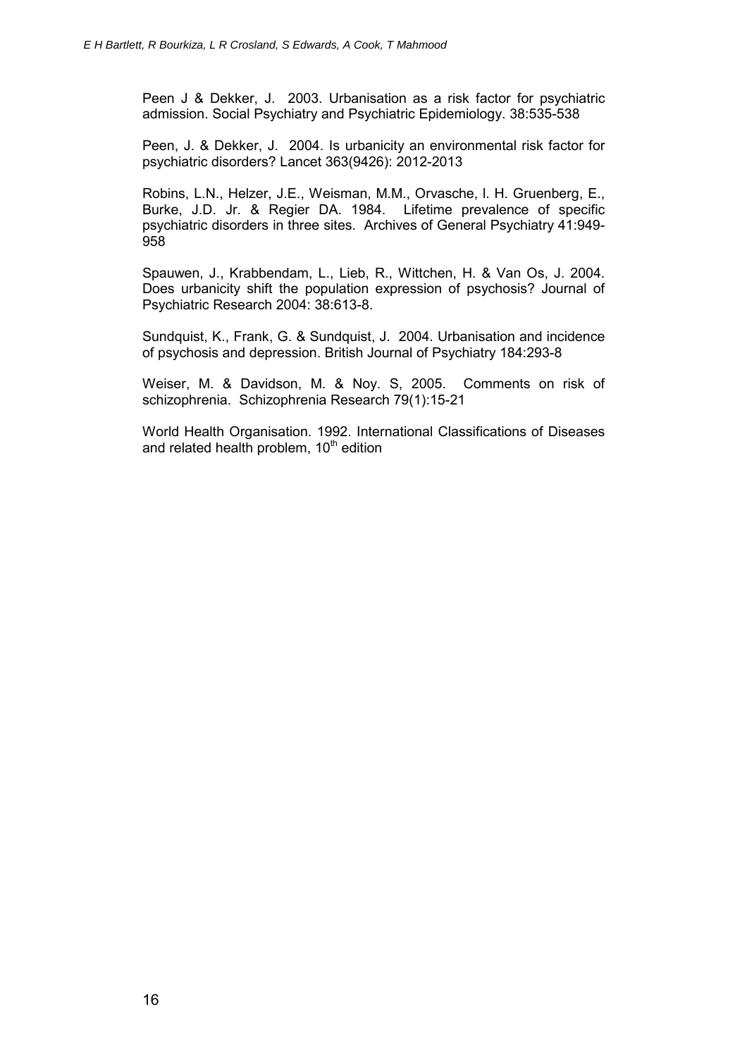Peen J & Dekker, J. 2003. Urbanisation as a risk factor for psychiatric admission. Social Psychiatry and Psychiatric Epidemiology. 38:535-538

Peen, J. & Dekker, J. 2004. Is urbanicity an environmental risk factor for psychiatric disorders? Lancet 363(9426): 2012-2013

Robins, L.N., Helzer, J.E., Weisman, M.M., Orvasche, l. H. Gruenberg, E., Burke, J.D. Jr. & Regier DA. 1984. Lifetime prevalence of specific psychiatric disorders in three sites. Archives of General Psychiatry 41:949-958

Spauwen, J., Krabbendam, L., Lieb, R., Wittchen, H. & Van Os, J. 2004. Does urbanicity shift the population expression of psychosis? Journal of Psychiatric Research 2004: 38:613-8.

Sundquist, K., Frank, G. & Sundquist, J. 2004. Urbanisation and incidence of psychosis and depression. British Journal of Psychiatry 184:293-8

Weiser, M. & Davidson, M. & Noy. S, 2005. Comments on risk of schizophrenia. Schizophrenia Research 79(1):15-21

World Health Organisation. 1992. International Classifications of Diseases and related health problem, 10th edition